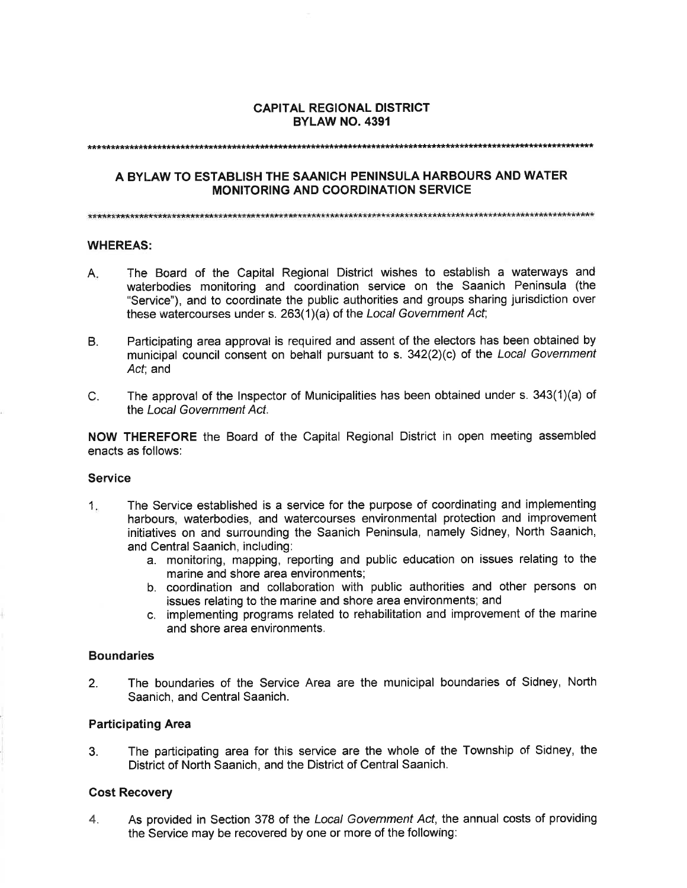# CAPITAL REGIONAL DISTRICT
# BYLAW NO. 4391

***

## A BYLAW TO ESTABLISH THE SAANICH PENINSULA HARBOURS AND WATER MONITORING AND COORDINATION SERVICE

***

**WHEREAS:**

A. The Board of the Capital Regional District wishes to establish a waterways and waterbodies monitoring and coordination service on the Saanich Peninsula (the "Service"), and to coordinate the public authorities and groups sharing jurisdiction over these watercourses under s. 263(1)(a) of the *Local Government Act*;

B. Participating area approval is required and assent of the electors has been obtained by municipal council consent on behalf pursuant to s. 342(2)(c) of the *Local Government Act*; and

C. The approval of the Inspector of Municipalities has been obtained under s. 343(1)(a) of the *Local Government Act*.

**NOW THEREFORE** the Board of the Capital Regional District in open meeting assembled enacts as follows:

### Service

1. The Service established is a service for the purpose of coordinating and implementing harbours, waterbodies, and watercourses environmental protection and improvement initiatives on and surrounding the Saanich Peninsula, namely Sidney, North Saanich, and Central Saanich, including:
   a. monitoring, mapping, reporting and public education on issues relating to the marine and shore area environments;
   b. coordination and collaboration with public authorities and other persons on issues relating to the marine and shore area environments; and
   c. implementing programs related to rehabilitation and improvement of the marine and shore area environments.

### Boundaries

2. The boundaries of the Service Area are the municipal boundaries of Sidney, North Saanich, and Central Saanich.

### Participating Area

3. The participating area for this service are the whole of the Township of Sidney, the District of North Saanich, and the District of Central Saanich.

### Cost Recovery

4. As provided in Section 378 of the *Local Government Act*, the annual costs of providing the Service may be recovered by one or more of the following: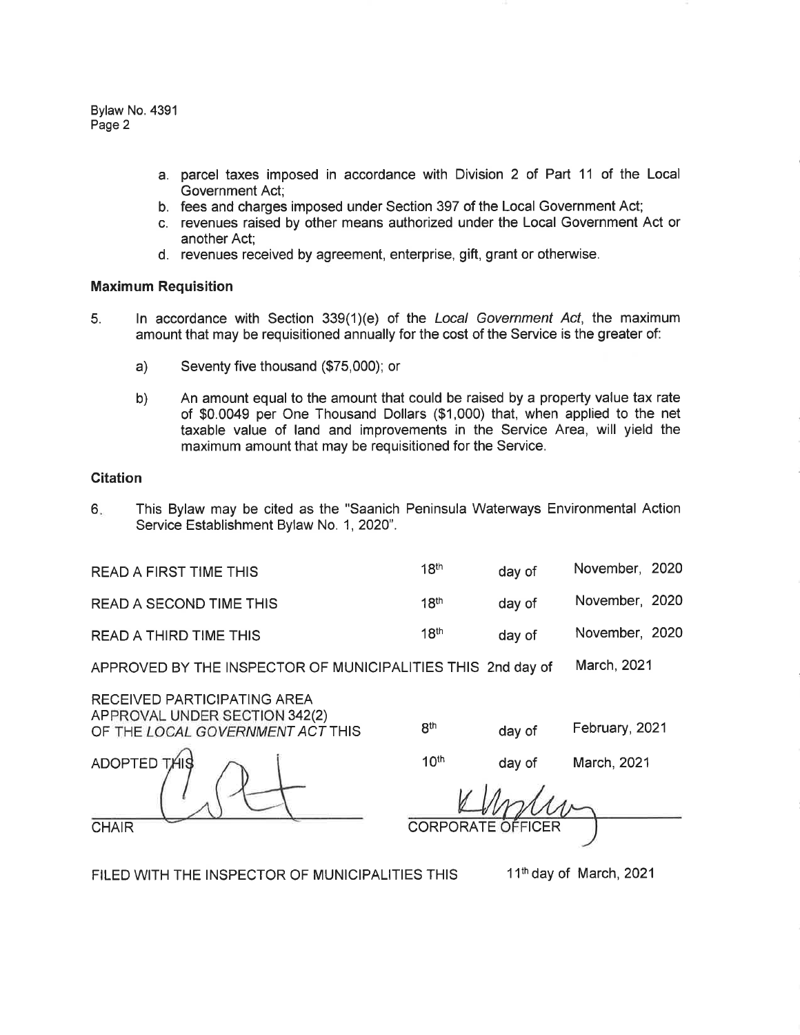a. parcel taxes imposed in accordance with Division 2 of Part 11 of the Local Government Act;
b. fees and charges imposed under Section 397 of the Local Government Act;
c. revenues raised by other means authorized under the Local Government Act or another Act;
d. revenues received by agreement, enterprise, gift, grant or otherwise.

**Maximum Requisition**

5. In accordance with Section 339(1)(e) of the *Local Government Act*, the maximum amount that may be requisitioned annually for the cost of the Service is the greater of:

   a) Seventy five thousand ($75,000); or

   b) An amount equal to the amount that could be raised by a property value tax rate of $0.0049 per One Thousand Dollars ($1,000) that, when applied to the net taxable value of land and improvements in the Service Area, will yield the maximum amount that may be requisitioned for the Service.

**Citation**

6. This Bylaw may be cited as the "Saanich Peninsula Waterways Environmental Action Service Establishment Bylaw No. 1, 2020".

| | | | |
|---|---|---|---|
| READ A FIRST TIME THIS | 18th | day of | November, 2020 |
| READ A SECOND TIME THIS | 18th | day of | November, 2020 |
| READ A THIRD TIME THIS | 18th | day of | November, 2020 |
| APPROVED BY THE INSPECTOR OF MUNICIPALITIES THIS 2nd day of | | | March, 2021 |
| RECEIVED PARTICIPATING AREA APPROVAL UNDER SECTION 342(2) OF THE *LOCAL GOVERNMENT ACT* THIS | 8th | day of | February, 2021 |
| ADOPTED THIS | 10th | day of | March, 2021 |

CHAIR

CORPORATE OFFICER

FILED WITH THE INSPECTOR OF MUNICIPALITIES THIS 11th day of March, 2021